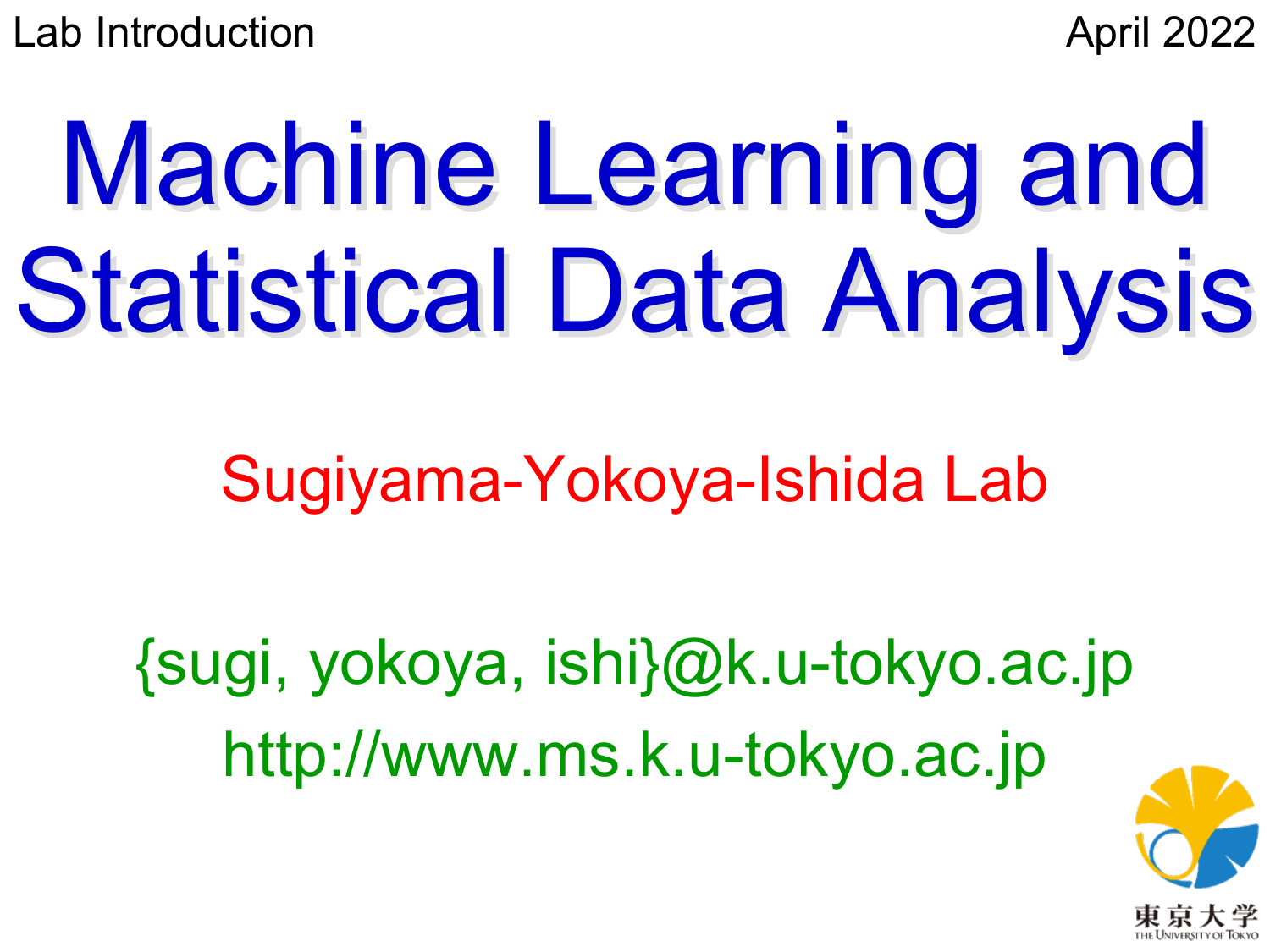Lab Introduction

April 2022

# Machine Learning and Statistical Data Analysis

Sugiyama-Yokoya-Ishida Lab

{sugi, yokoya, ishi}@k.u-tokyo.ac.jp

http://www.ms.k.u-tokyo.ac.jp

東京大学
THE UNIVERSITY OF TOKYO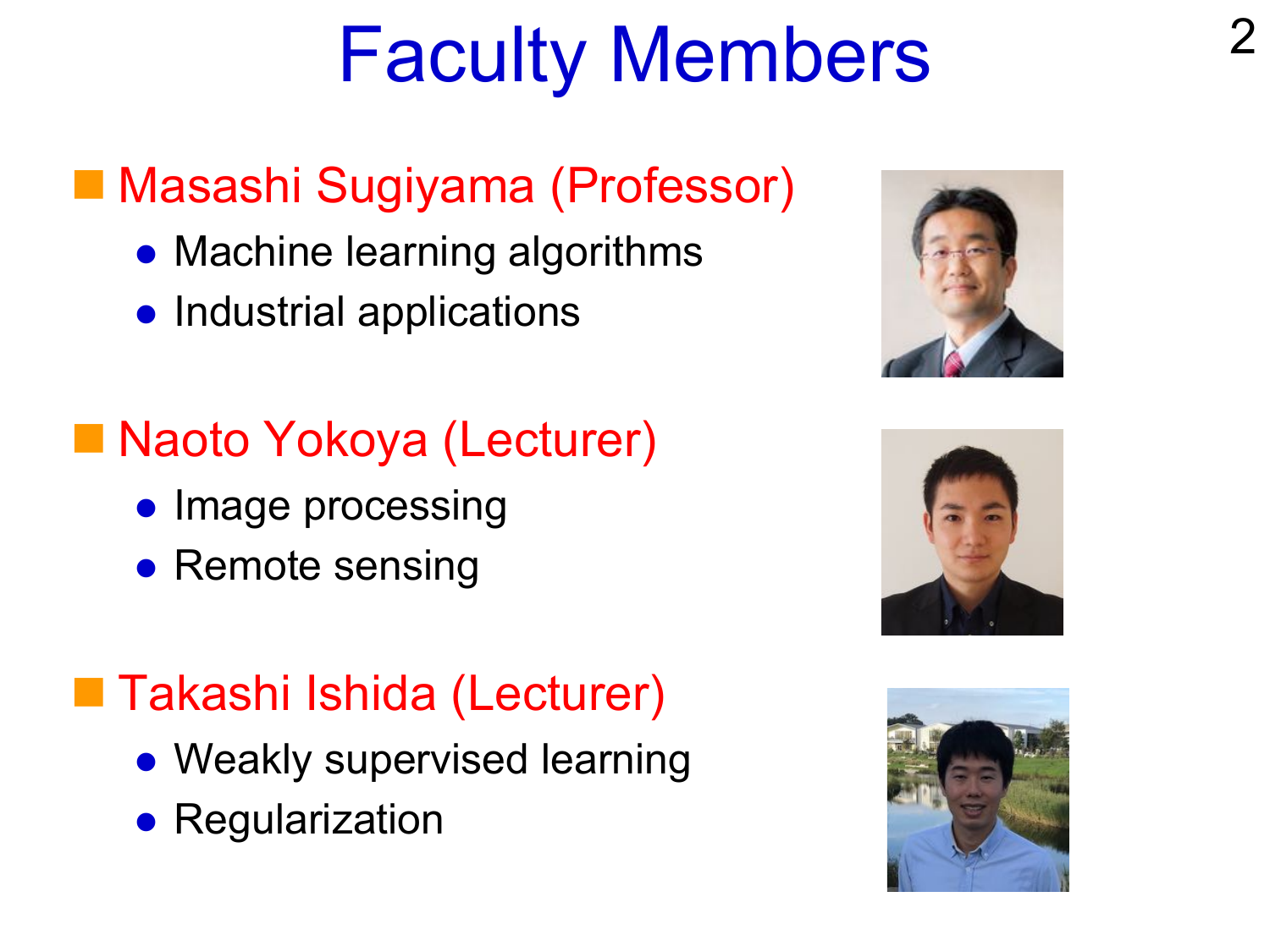# Faculty Members

- Masashi Sugiyama (Professor)
  - Machine learning algorithms
  - Industrial applications

- Naoto Yokoya (Lecturer)
  - Image processing
  - Remote sensing

- Takashi Ishida (Lecturer)
  - Weakly supervised learning
  - Regularization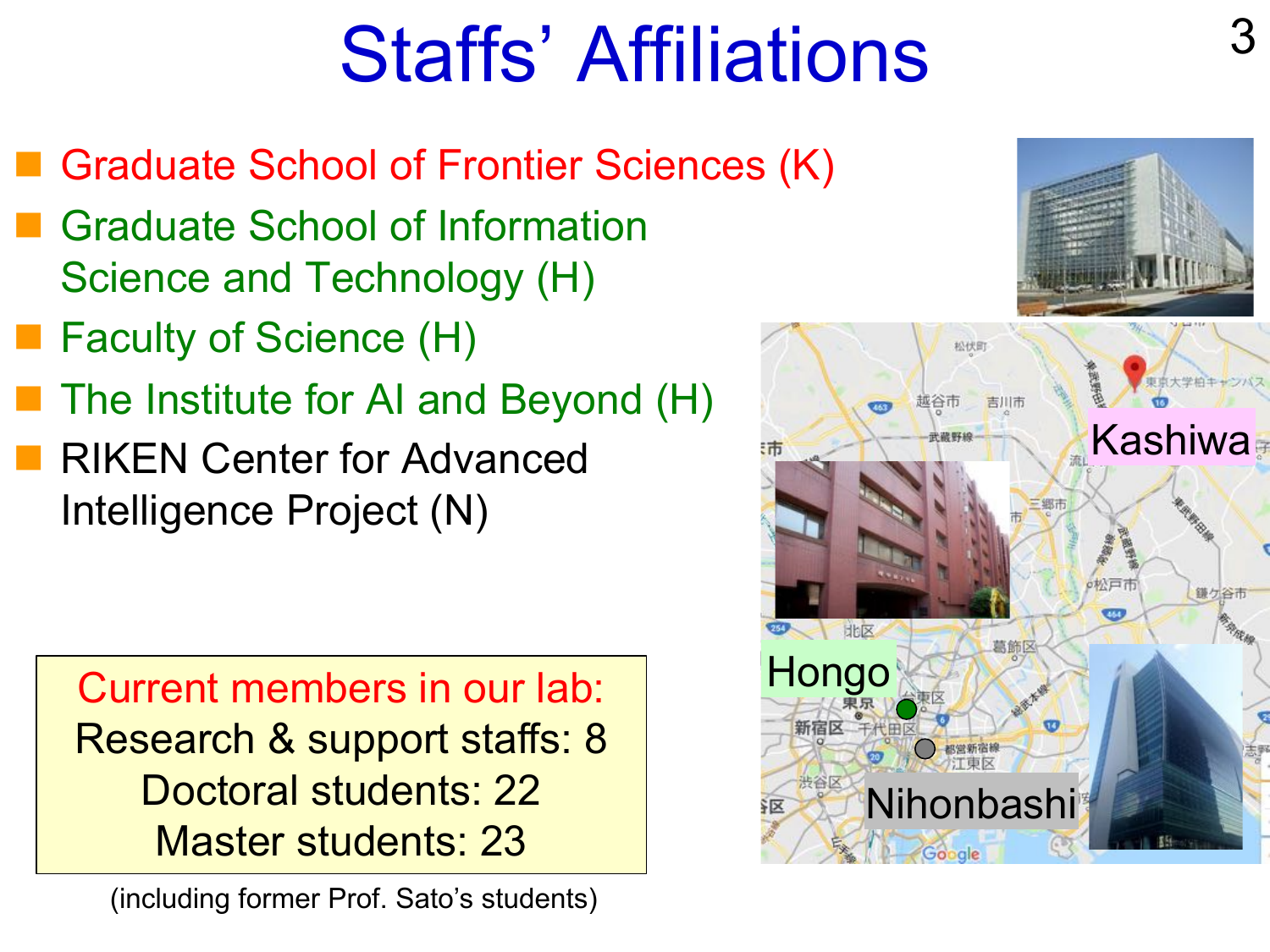# Staffs' Affiliations

- Graduate School of Frontier Sciences (K)
- Graduate School of Information Science and Technology (H)
- Faculty of Science (H)
- The Institute for AI and Beyond (H)
- RIKEN Center for Advanced Intelligence Project (N)

Current members in our lab:
Research & support staffs: 8
Doctoral students: 22
Master students: 23

(including former Prof. Sato's students)

Kashiwa

Hongo

Nihonbashi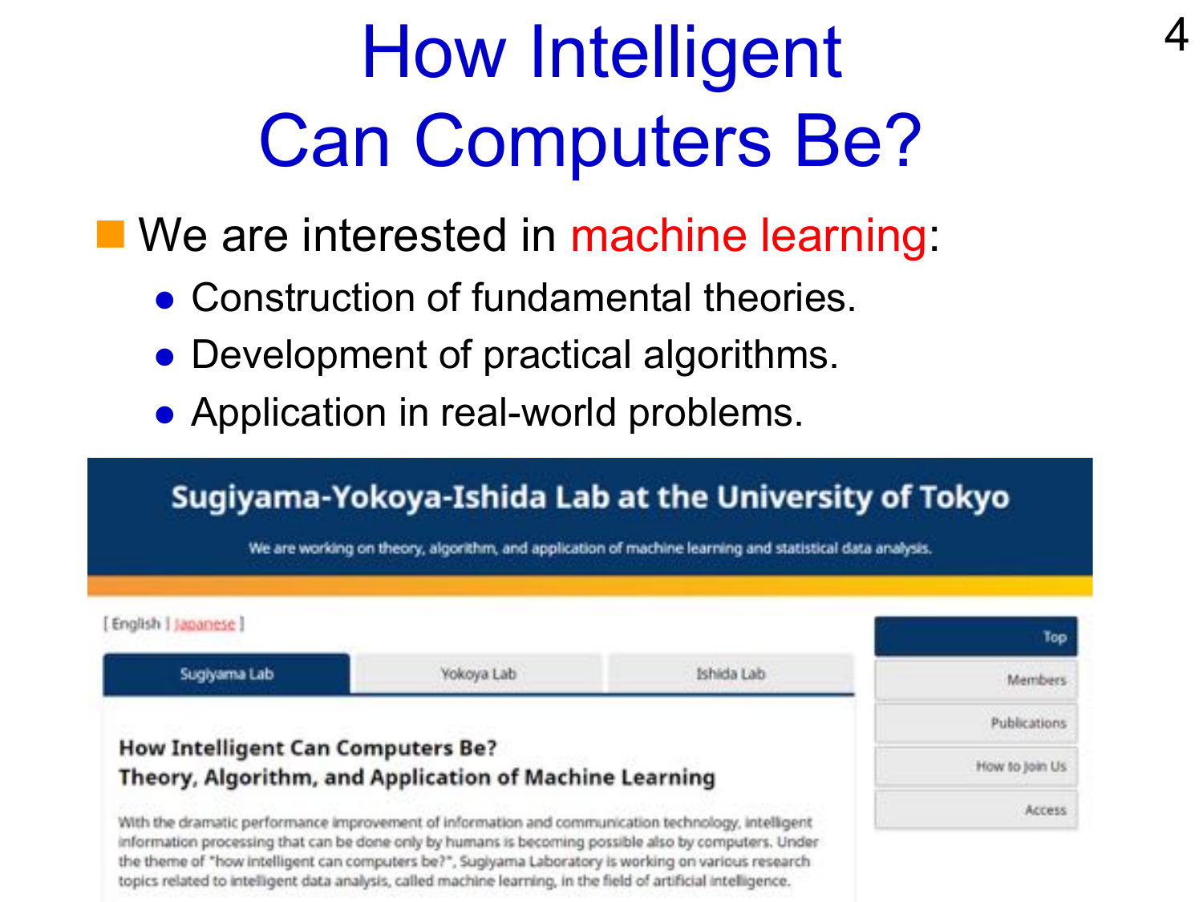# How Intelligent Can Computers Be?

- We are interested in machine learning:
  - Construction of fundamental theories.
  - Development of practical algorithms.
  - Application in real-world problems.

## Sugiyama-Yokoya-Ishida Lab at the University of Tokyo

We are working on theory, algorithm, and application of machine learning and statistical data analysis.

[ English | Japanese ]

Sugiyama Lab | Yokoya Lab | Ishida Lab

Top | Members | Publications | How to Join Us | Access

### How Intelligent Can Computers Be?
### Theory, Algorithm, and Application of Machine Learning

With the dramatic performance improvement of information and communication technology, intelligent information processing that can be done only by humans is becoming possible also by computers. Under the theme of "how intelligent can computers be?", Sugiyama Laboratory is working on various research topics related to intelligent data analysis, called machine learning, in the field of artificial intelligence.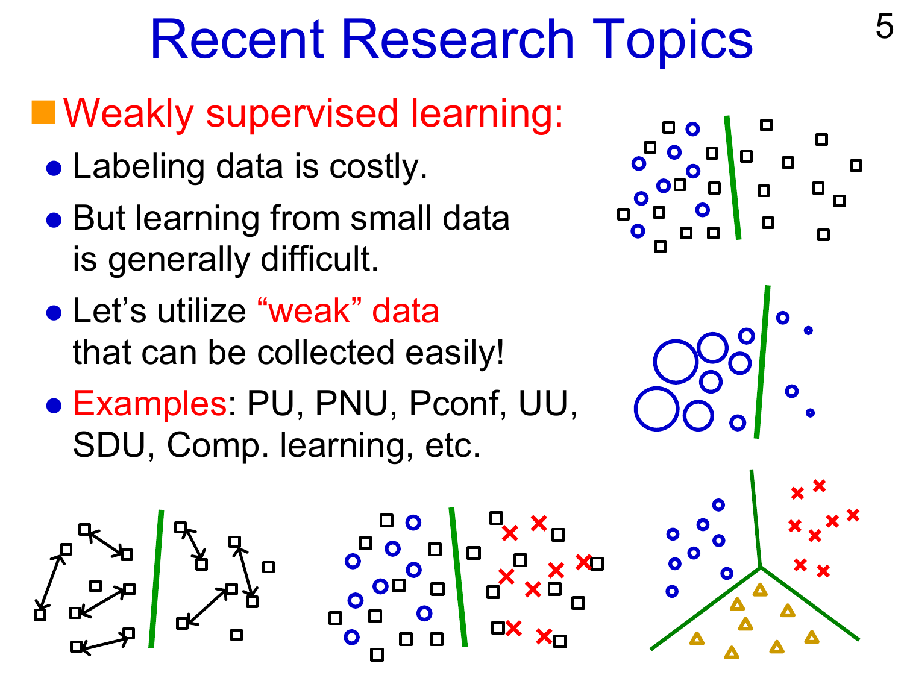# Recent Research Topics

- **Weakly supervised learning:**
  - Labeling data is costly.
  - But learning from small data is generally difficult.
  - Let's utilize "weak" data that can be collected easily!
  - Examples: PU, PNU, Pconf, UU, SDU, Comp. learning, etc.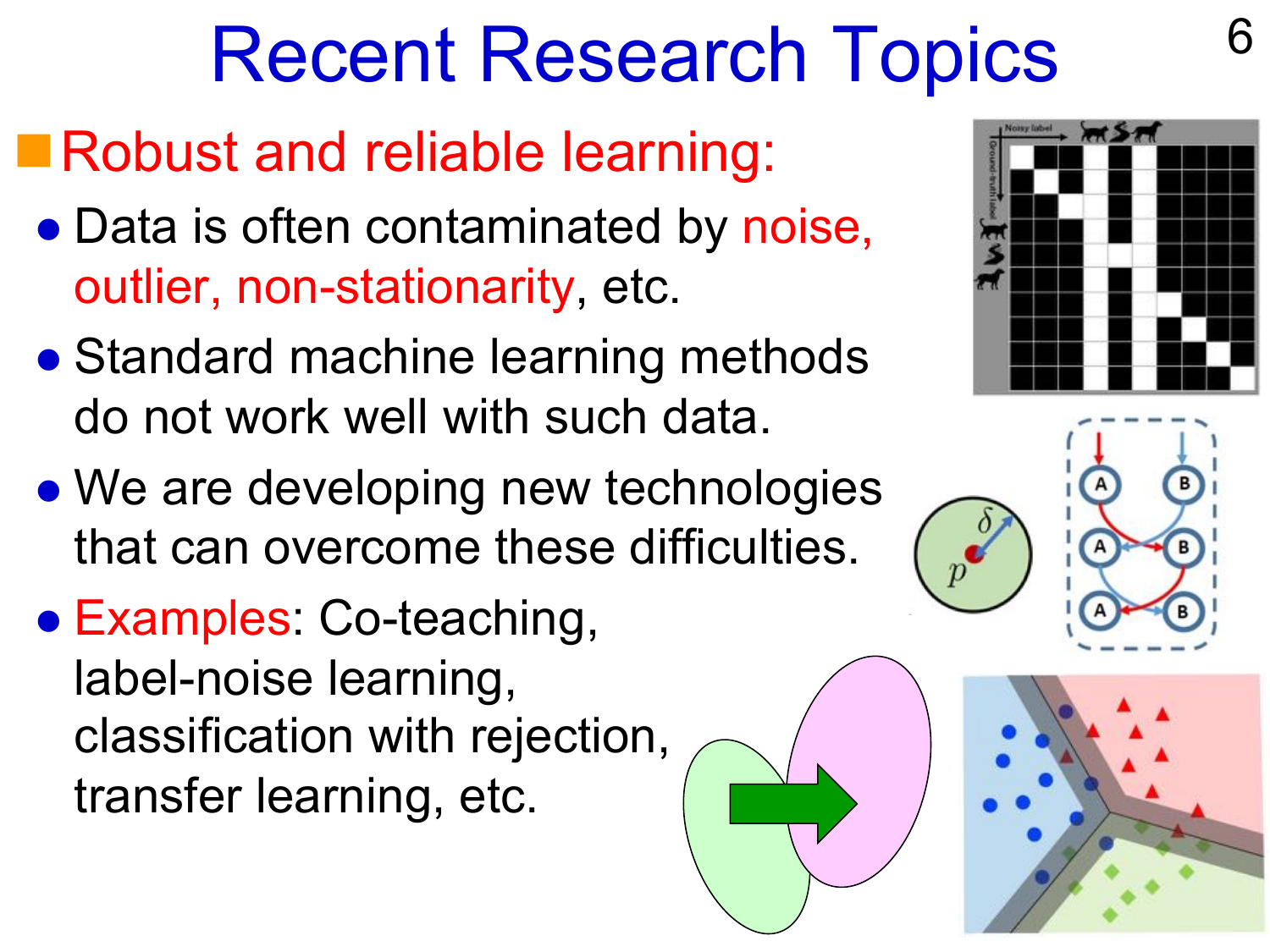# Recent Research Topics

## Robust and reliable learning:

- Data is often contaminated by noise, outlier, non-stationarity, etc.
- Standard machine learning methods do not work well with such data.
- We are developing new technologies that can overcome these difficulties.
- Examples: Co-teaching, label-noise learning, classification with rejection, transfer learning, etc.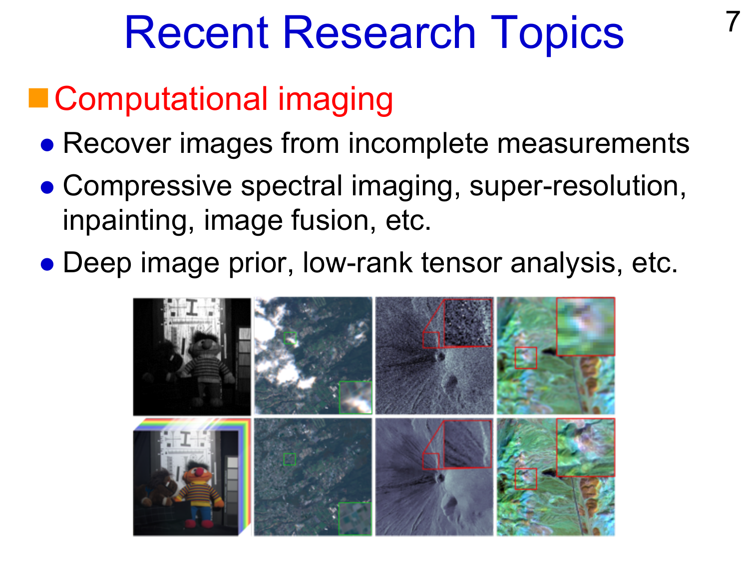# Recent Research Topics

## Computational imaging

- Recover images from incomplete measurements
- Compressive spectral imaging, super-resolution, inpainting, image fusion, etc.
- Deep image prior, low-rank tensor analysis, etc.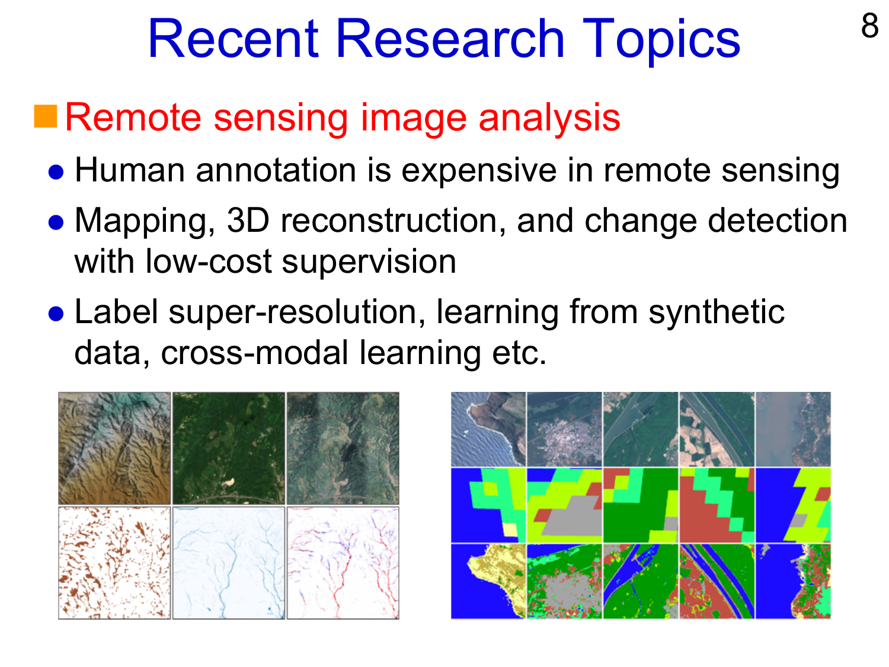# Recent Research Topics

## Remote sensing image analysis

- Human annotation is expensive in remote sensing
- Mapping, 3D reconstruction, and change detection with low-cost supervision
- Label super-resolution, learning from synthetic data, cross-modal learning etc.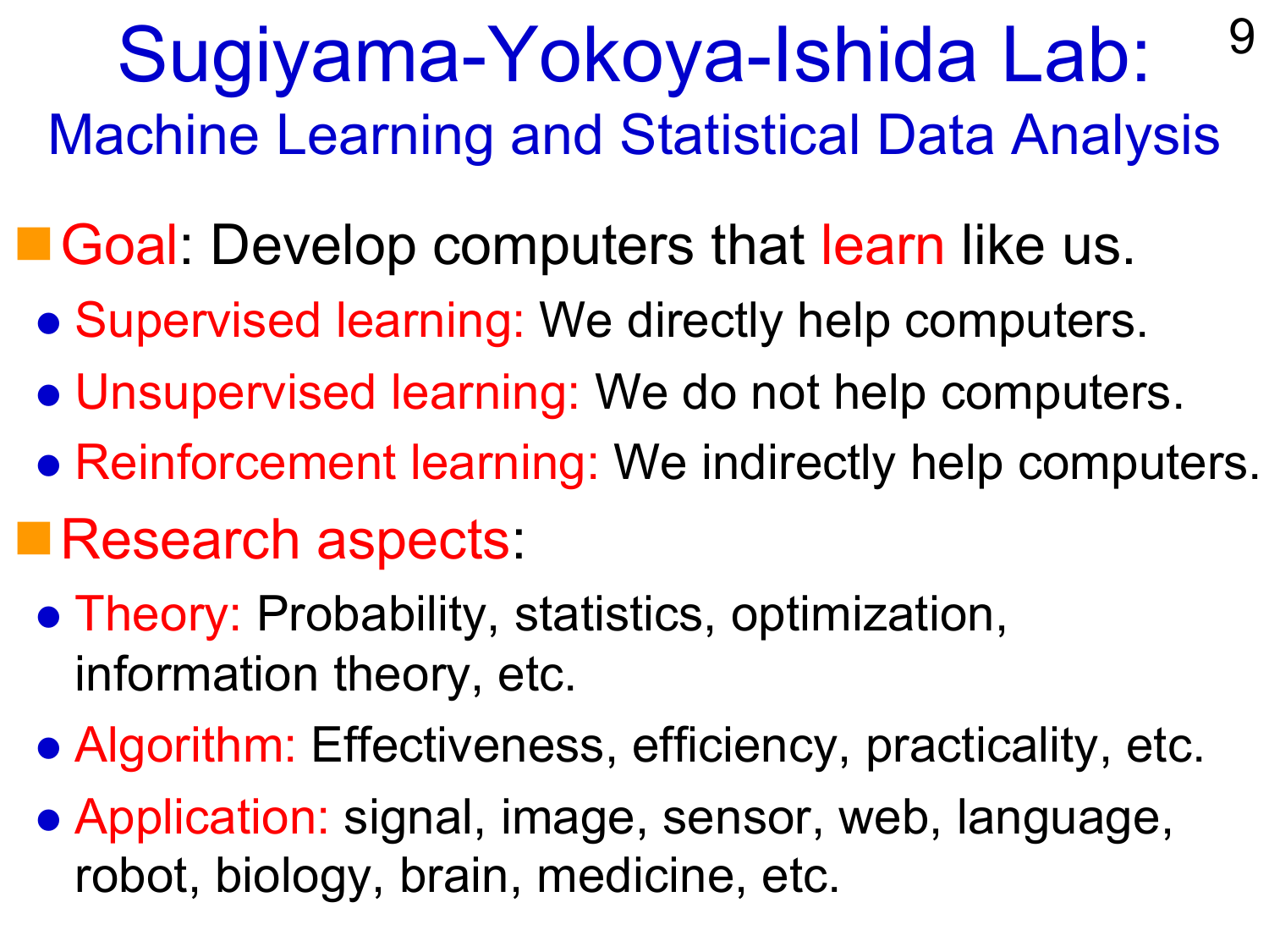# Sugiyama-Yokoya-Ishida Lab:

## Machine Learning and Statistical Data Analysis

- **Goal**: Develop computers that learn like us.
  - Supervised learning: We directly help computers.
  - Unsupervised learning: We do not help computers.
  - Reinforcement learning: We indirectly help computers.
- **Research aspects**:
  - Theory: Probability, statistics, optimization, information theory, etc.
  - Algorithm: Effectiveness, efficiency, practicality, etc.
  - Application: signal, image, sensor, web, language, robot, biology, brain, medicine, etc.